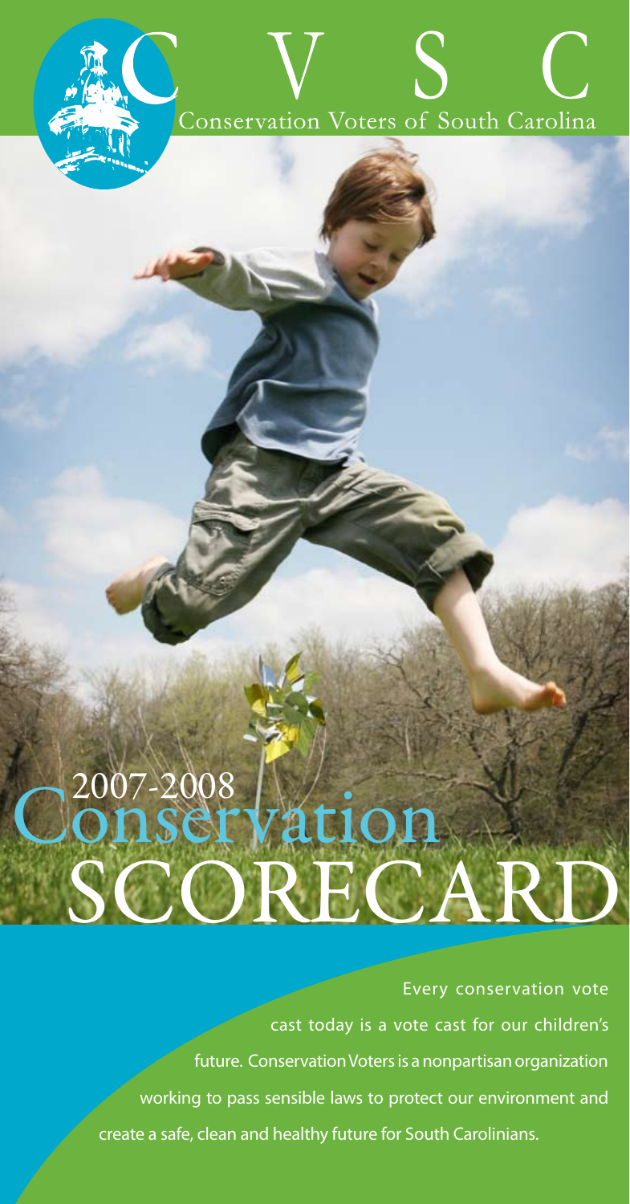# CVSC

Conservation Voters of South Carolina

# 2007-2008 Conservation SCORECARD

Every conservation vote cast today is a vote cast for our children's future. Conservation Voters is a nonpartisan organization working to pass sensible laws to protect our environment and create a safe, clean and healthy future for South Carolinians.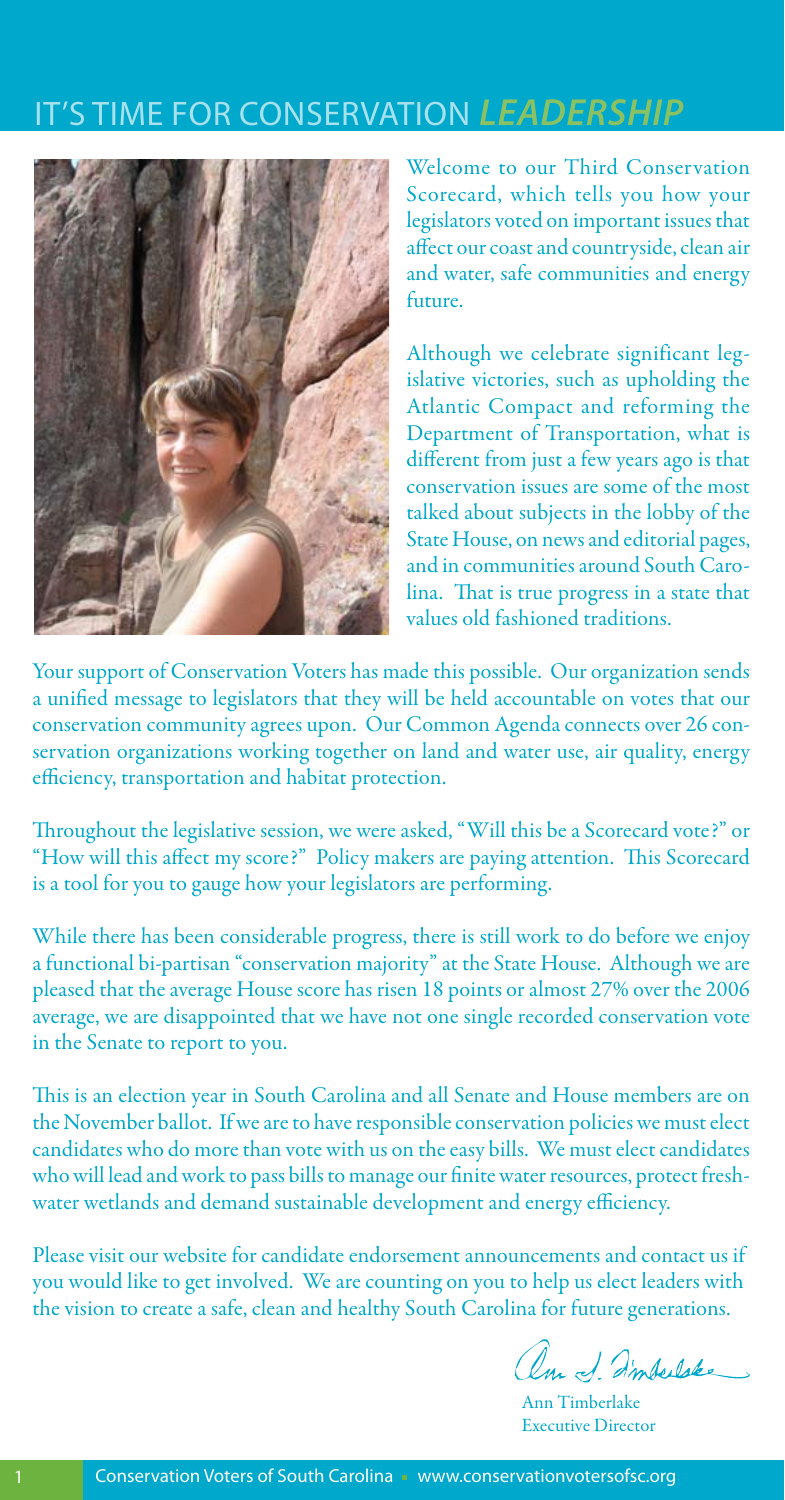# IT'S TIME FOR CONSERVATION *LEADERSHIP*

Welcome to our Third Conservation Scorecard, which tells you how your legislators voted on important issues that affect our coast and countryside, clean air and water, safe communities and energy future.

Although we celebrate significant legislative victories, such as upholding the Atlantic Compact and reforming the Department of Transportation, what is different from just a few years ago is that conservation issues are some of the most talked about subjects in the lobby of the State House, on news and editorial pages, and in communities around South Carolina. That is true progress in a state that values old fashioned traditions.

Your support of Conservation Voters has made this possible. Our organization sends a unified message to legislators that they will be held accountable on votes that our conservation community agrees upon. Our Common Agenda connects over 26 conservation organizations working together on land and water use, air quality, energy efficiency, transportation and habitat protection.

Throughout the legislative session, we were asked, "Will this be a Scorecard vote?" or "How will this affect my score?" Policy makers are paying attention. This Scorecard is a tool for you to gauge how your legislators are performing.

While there has been considerable progress, there is still work to do before we enjoy a functional bi-partisan "conservation majority" at the State House. Although we are pleased that the average House score has risen 18 points or almost 27% over the 2006 average, we are disappointed that we have not one single recorded conservation vote in the Senate to report to you.

This is an election year in South Carolina and all Senate and House members are on the November ballot. If we are to have responsible conservation policies we must elect candidates who do more than vote with us on the easy bills. We must elect candidates who will lead and work to pass bills to manage our finite water resources, protect freshwater wetlands and demand sustainable development and energy efficiency.

Please visit our website for candidate endorsement announcements and contact us if you would like to get involved. We are counting on you to help us elect leaders with the vision to create a safe, clean and healthy South Carolina for future generations.

Ann Timberlake
Executive Director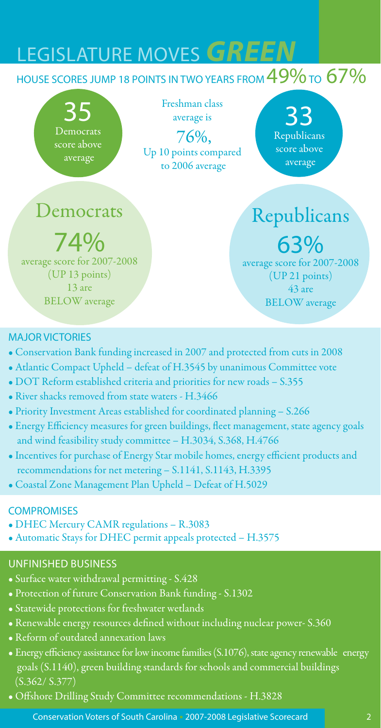# LEGISLATURE MOVES *GREEN*

## HOUSE SCORES JUMP 18 POINTS IN TWO YEARS FROM 49% TO 67%

**35**
Democrats score above average

Freshman class average is
**76%**,
Up 10 points compared to 2006 average

**33**
Republicans score above average

### Democrats

**74%**
average score for 2007-2008
(UP 13 points)
13 are
BELOW average

### Republicans

**63%**
average score for 2007-2008
(UP 21 points)
43 are
BELOW average

## MAJOR VICTORIES

- Conservation Bank funding increased in 2007 and protected from cuts in 2008
- Atlantic Compact Upheld – defeat of H.3545 by unanimous Committee vote
- DOT Reform established criteria and priorities for new roads – S.355
- River shacks removed from state waters - H.3466
- Priority Investment Areas established for coordinated planning – S.266
- Energy Efficiency measures for green buildings, fleet management, state agency goals and wind feasibility study committee – H.3034, S.368, H.4766
- Incentives for purchase of Energy Star mobile homes, energy efficient products and recommendations for net metering – S.1141, S.1143, H.3395
- Coastal Zone Management Plan Upheld – Defeat of H.5029

## COMPROMISES

- DHEC Mercury CAMR regulations – R.3083
- Automatic Stays for DHEC permit appeals protected – H.3575

## UNFINISHED BUSINESS

- Surface water withdrawal permitting - S.428
- Protection of future Conservation Bank funding - S.1302
- Statewide protections for freshwater wetlands
- Renewable energy resources defined without including nuclear power- S.360
- Reform of outdated annexation laws
- Energy efficiency assistance for low income families (S.1076), state agency renewable energy goals (S.1140), green building standards for schools and commercial buildings (S.362/ S.377)
- Offshore Drilling Study Committee recommendations - H.3828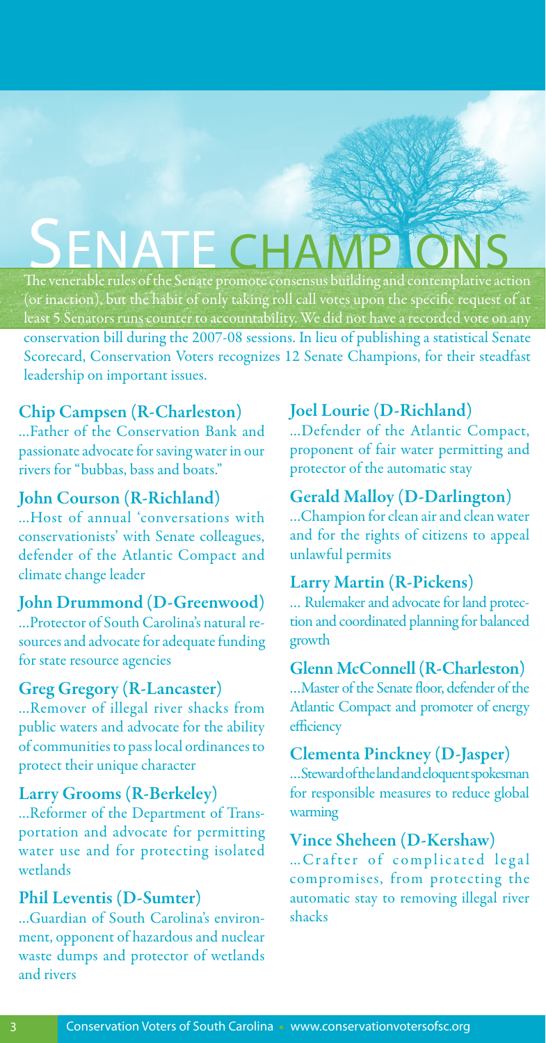# Senate Champions

The venerable rules of the Senate promote consensus building and contemplative action (or inaction), but the habit of only taking roll call votes upon the specific request of at least 5 Senators runs counter to accountability. We did not have a recorded vote on any conservation bill during the 2007-08 sessions. In lieu of publishing a statistical Senate Scorecard, Conservation Voters recognizes 12 Senate Champions, for their steadfast leadership on important issues.

### Chip Campsen (R-Charleston)

...Father of the Conservation Bank and passionate advocate for saving water in our rivers for "bubbas, bass and boats."

### John Courson (R-Richland)

...Host of annual 'conversations with conservationists' with Senate colleagues, defender of the Atlantic Compact and climate change leader

### John Drummond (D-Greenwood)

...Protector of South Carolina's natural resources and advocate for adequate funding for state resource agencies

### Greg Gregory (R-Lancaster)

...Remover of illegal river shacks from public waters and advocate for the ability of communities to pass local ordinances to protect their unique character

### Larry Grooms (R-Berkeley)

...Reformer of the Department of Transportation and advocate for permitting water use and for protecting isolated wetlands

### Phil Leventis (D-Sumter)

...Guardian of South Carolina's environment, opponent of hazardous and nuclear waste dumps and protector of wetlands and rivers

### Joel Lourie (D-Richland)

...Defender of the Atlantic Compact, proponent of fair water permitting and protector of the automatic stay

### Gerald Malloy (D-Darlington)

...Champion for clean air and clean water and for the rights of citizens to appeal unlawful permits

### Larry Martin (R-Pickens)

... Rulemaker and advocate for land protection and coordinated planning for balanced growth

### Glenn McConnell (R-Charleston)

...Master of the Senate floor, defender of the Atlantic Compact and promoter of energy efficiency

### Clementa Pinckney (D-Jasper)

...Steward of the land and eloquent spokesman for responsible measures to reduce global warming

### Vince Sheheen (D-Kershaw)

...Crafter of complicated legal compromises, from protecting the automatic stay to removing illegal river shacks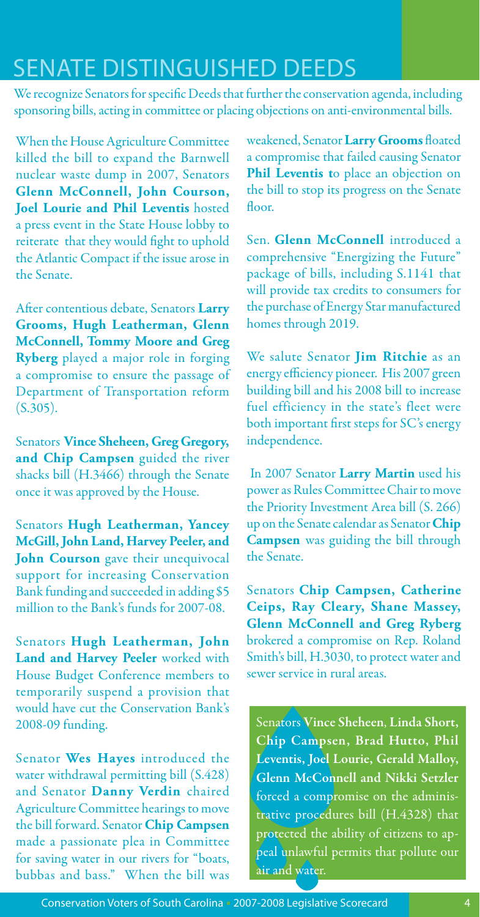# SENATE DISTINGUISHED DEEDS

We recognize Senators for specific Deeds that further the conservation agenda, including sponsoring bills, acting in committee or placing objections on anti-environmental bills.

When the House Agriculture Committee killed the bill to expand the Barnwell nuclear waste dump in 2007, Senators **Glenn McConnell, John Courson, Joel Lourie and Phil Leventis** hosted a press event in the State House lobby to reiterate that they would fight to uphold the Atlantic Compact if the issue arose in the Senate.

After contentious debate, Senators **Larry Grooms, Hugh Leatherman, Glenn McConnell, Tommy Moore and Greg Ryberg** played a major role in forging a compromise to ensure the passage of Department of Transportation reform (S.305).

Senators **Vince Sheheen, Greg Gregory, and Chip Campsen** guided the river shacks bill (H.3466) through the Senate once it was approved by the House.

Senators **Hugh Leatherman, Yancey McGill, John Land, Harvey Peeler, and John Courson** gave their unequivocal support for increasing Conservation Bank funding and succeeded in adding $5 million to the Bank's funds for 2007-08.

Senators **Hugh Leatherman, John Land and Harvey Peeler** worked with House Budget Conference members to temporarily suspend a provision that would have cut the Conservation Bank's 2008-09 funding.

Senator **Wes Hayes** introduced the water withdrawal permitting bill (S.428) and Senator **Danny Verdin** chaired Agriculture Committee hearings to move the bill forward. Senator **Chip Campsen** made a passionate plea in Committee for saving water in our rivers for "boats, bubbas and bass." When the bill was weakened, Senator **Larry Grooms** floated a compromise that failed causing Senator **Phil Leventis** to place an objection on the bill to stop its progress on the Senate floor.

Sen. **Glenn McConnell** introduced a comprehensive "Energizing the Future" package of bills, including S.1141 that will provide tax credits to consumers for the purchase of Energy Star manufactured homes through 2019.

We salute Senator **Jim Ritchie** as an energy efficiency pioneer. His 2007 green building bill and his 2008 bill to increase fuel efficiency in the state's fleet were both important first steps for SC's energy independence.

In 2007 Senator **Larry Martin** used his power as Rules Committee Chair to move the Priority Investment Area bill (S. 266) up on the Senate calendar as Senator **Chip Campsen** was guiding the bill through the Senate.

Senators **Chip Campsen, Catherine Ceips, Ray Cleary, Shane Massey, Glenn McConnell and Greg Ryberg** brokered a compromise on Rep. Roland Smith's bill, H.3030, to protect water and sewer service in rural areas.

Senators **Vince Sheheen, Linda Short, Chip Campsen, Brad Hutto, Phil Leventis, Joel Lourie, Gerald Malloy, Glenn McConnell and Nikki Setzler** forced a compromise on the administrative procedures bill (H.4328) that protected the ability of citizens to appeal unlawful permits that pollute our air and water.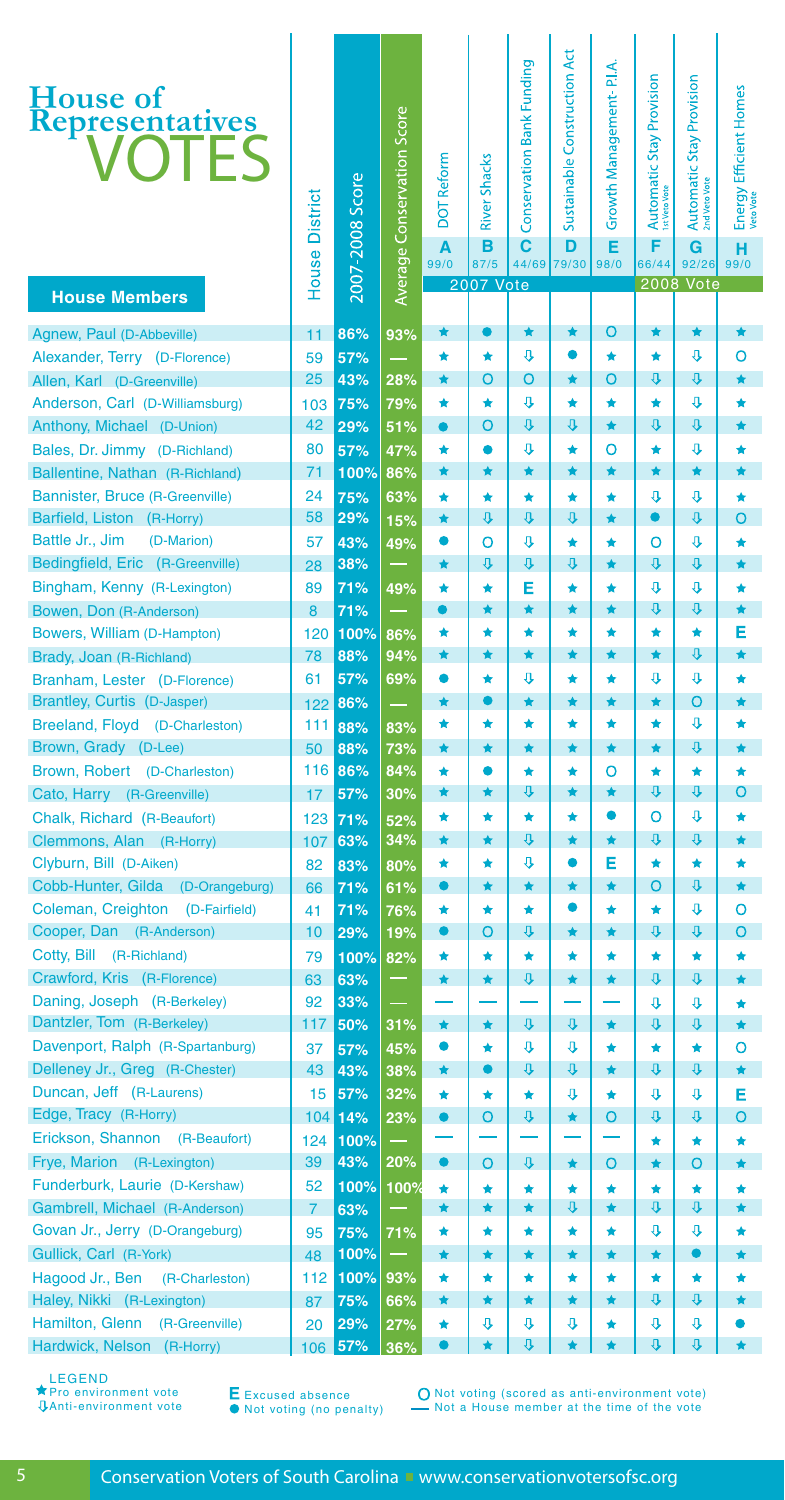# House of Representatives VOTES

| House Members | House District | 2007-2008 Score | Average Conservation Score | DOT Reform A 99/0 | River Shacks B 87/5 | Conservation Bank Funding C 44/69 | Sustainable Construction Act D 79/30 | Growth Management- P.I.A. E 98/0 | Automatic Stay Provision 1st Veto Vote F 66/44 | Automatic Stay Provision 2nd Veto Vote G 92/26 | Energy Efficient Homes Veto Vote H 99/0 |
|---|---|---|---|---|---|---|---|---|---|---|---|
| | | | | 2007 Vote | | | | | 2008 Vote | | |
| Agnew, Paul (D-Abbeville) | 11 | 86% | 93% | ★ | ● | ★ | ★ | ○ | ★ | ★ | ★ |
| Alexander, Terry (D-Florence) | 59 | 57% | — | ★ | ★ | ⇩ | ● | ★ | ★ | ⇩ | ○ |
| Allen, Karl (D-Greenville) | 25 | 43% | 28% | ★ | ○ | ○ | ★ | ○ | ⇩ | ⇩ | ★ |
| Anderson, Carl (D-Williamsburg) | 103 | 75% | 79% | ★ | ★ | ⇩ | ★ | ★ | ★ | ⇩ | ★ |
| Anthony, Michael (D-Union) | 42 | 29% | 51% | ● | ○ | ⇩ | ⇩ | ★ | ⇩ | ⇩ | ★ |
| Bales, Dr. Jimmy (D-Richland) | 80 | 57% | 47% | ★ | ● | ⇩ | ★ | ○ | ★ | ⇩ | ★ |
| Ballentine, Nathan (R-Richland) | 71 | 100% | 86% | ★ | ★ | ★ | ★ | ★ | ★ | ★ | ★ |
| Bannister, Bruce (R-Greenville) | 24 | 75% | 63% | ★ | ★ | ★ | ★ | ★ | ⇩ | ⇩ | ★ |
| Barfield, Liston (R-Horry) | 58 | 29% | 15% | ★ | ⇩ | ⇩ | ⇩ | ★ | ● | ⇩ | ○ |
| Battle Jr., Jim (D-Marion) | 57 | 43% | 49% | ● | ○ | ⇩ | ★ | ★ | ○ | ⇩ | ★ |
| Bedingfield, Eric (R-Greenville) | 28 | 38% | — | ★ | ⇩ | ⇩ | ⇩ | ★ | ⇩ | ⇩ | ★ |
| Bingham, Kenny (R-Lexington) | 89 | 71% | 49% | ★ | ★ | E | ★ | ★ | ⇩ | ⇩ | ★ |
| Bowen, Don (R-Anderson) | 8 | 71% | — | ● | ★ | ★ | ★ | ★ | ⇩ | ⇩ | ★ |
| Bowers, William (D-Hampton) | 120 | 100% | 86% | ★ | ★ | ★ | ★ | ★ | ★ | ★ | E |
| Brady, Joan (R-Richland) | 78 | 88% | 94% | ★ | ★ | ★ | ★ | ★ | ★ | ⇩ | ★ |
| Branham, Lester (D-Florence) | 61 | 57% | 69% | ● | ★ | ⇩ | ★ | ★ | ⇩ | ⇩ | ★ |
| Brantley, Curtis (D-Jasper) | 122 | 86% | — | ★ | ● | ★ | ★ | ★ | ★ | ○ | ★ |
| Breeland, Floyd (D-Charleston) | 111 | 88% | 83% | ★ | ★ | ★ | ★ | ★ | ★ | ⇩ | ★ |
| Brown, Grady (D-Lee) | 50 | 88% | 73% | ★ | ★ | ★ | ★ | ★ | ★ | ⇩ | ★ |
| Brown, Robert (D-Charleston) | 116 | 86% | 84% | ★ | ● | ★ | ★ | ○ | ★ | ★ | ★ |
| Cato, Harry (R-Greenville) | 17 | 57% | 30% | ★ | ★ | ⇩ | ★ | ★ | ⇩ | ⇩ | ○ |
| Chalk, Richard (R-Beaufort) | 123 | 71% | 52% | ★ | ★ | ★ | ★ | ● | ○ | ⇩ | ★ |
| Clemmons, Alan (R-Horry) | 107 | 63% | 34% | ★ | ★ | ⇩ | ★ | ★ | ⇩ | ⇩ | ★ |
| Clyburn, Bill (D-Aiken) | 82 | 83% | 80% | ★ | ★ | ⇩ | ● | E | ★ | ★ | ★ |
| Cobb-Hunter, Gilda (D-Orangeburg) | 66 | 71% | 61% | ● | ★ | ★ | ★ | ★ | ○ | ⇩ | ★ |
| Coleman, Creighton (D-Fairfield) | 41 | 71% | 76% | ★ | ★ | ★ | ● | ★ | ★ | ⇩ | ○ |
| Cooper, Dan (R-Anderson) | 10 | 29% | 19% | ● | ○ | ⇩ | ★ | ★ | ⇩ | ⇩ | ○ |
| Cotty, Bill (R-Richland) | 79 | 100% | 82% | ★ | ★ | ★ | ★ | ★ | ★ | ★ | ★ |
| Crawford, Kris (R-Florence) | 63 | 63% | — | ★ | ★ | ⇩ | ★ | ★ | ⇩ | ⇩ | ★ |
| Daning, Joseph (R-Berkeley) | 92 | 33% | — | — | — | — | — | — | ⇩ | ⇩ | ★ |
| Dantzler, Tom (R-Berkeley) | 117 | 50% | 31% | ★ | ★ | ⇩ | ⇩ | ★ | ⇩ | ⇩ | ★ |
| Davenport, Ralph (R-Spartanburg) | 37 | 57% | 45% | ● | ★ | ⇩ | ⇩ | ★ | ★ | ★ | ○ |
| Delleney Jr., Greg (R-Chester) | 43 | 43% | 38% | ★ | ● | ⇩ | ⇩ | ★ | ⇩ | ⇩ | ★ |
| Duncan, Jeff (R-Laurens) | 15 | 57% | 32% | ★ | ★ | ★ | ⇩ | ★ | ⇩ | ⇩ | E |
| Edge, Tracy (R-Horry) | 104 | 14% | 23% | ● | ○ | ⇩ | ★ | ○ | ⇩ | ⇩ | ○ |
| Erickson, Shannon (R-Beaufort) | 124 | 100% | — | — | — | — | — | — | ★ | ★ | ★ |
| Frye, Marion (R-Lexington) | 39 | 43% | 20% | ● | ○ | ⇩ | ★ | ○ | ★ | ○ | ★ |
| Funderburk, Laurie (D-Kershaw) | 52 | 100% | 100% | ★ | ★ | ★ | ★ | ★ | ★ | ★ | ★ |
| Gambrell, Michael (R-Anderson) | 7 | 63% | — | ★ | ★ | ★ | ⇩ | ★ | ⇩ | ⇩ | ★ |
| Govan Jr., Jerry (D-Orangeburg) | 95 | 75% | 71% | ★ | ★ | ★ | ★ | ★ | ⇩ | ⇩ | ★ |
| Gullick, Carl (R-York) | 48 | 100% | — | ★ | ★ | ★ | ★ | ★ | ★ | ● | ★ |
| Hagood Jr., Ben (R-Charleston) | 112 | 100% | 93% | ★ | ★ | ★ | ★ | ★ | ★ | ★ | ★ |
| Haley, Nikki (R-Lexington) | 87 | 75% | 66% | ★ | ★ | ★ | ★ | ★ | ⇩ | ⇩ | ★ |
| Hamilton, Glenn (R-Greenville) | 20 | 29% | 27% | ★ | ⇩ | ⇩ | ⇩ | ★ | ⇩ | ⇩ | ● |
| Hardwick, Nelson (R-Horry) | 106 | 57% | 36% | ● | ★ | ⇩ | ★ | ★ | ⇩ | ⇩ | ★ |

LEGEND
★ Pro environment vote
⇩ Anti-environment vote
E Excused absence
● Not voting (no penalty)
○ Not voting (scored as anti-environment vote)
— Not a House member at the time of the vote

Conservation Voters of South Carolina ■ www.conservationvotersofsc.org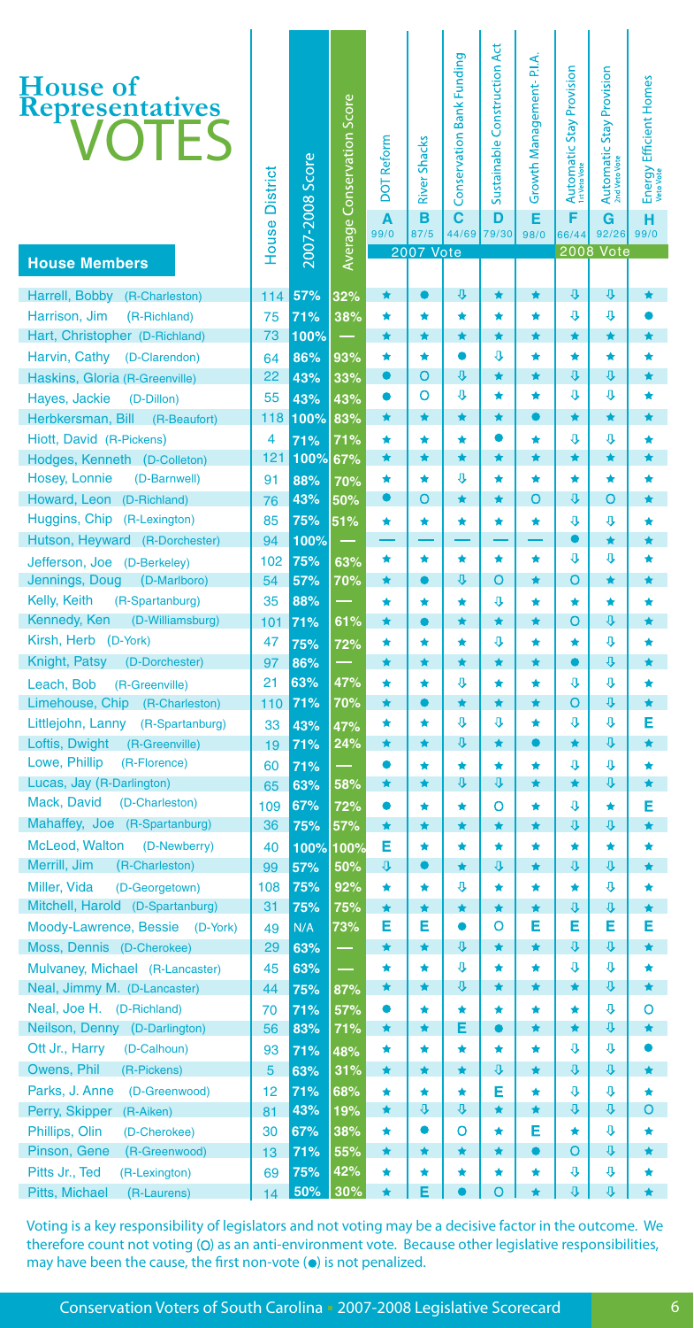# House of Representatives VOTES

| House Members | House District | 2007-2008 Score | Average Conservation Score | DOT Reform | River Shacks | Conservation Bank Funding | Sustainable Construction Act | Growth Management- P.I.A. | Automatic Stay Provision 1st Veto Vote | Automatic Stay Provision 2nd Veto Vote | Energy Efficient Homes Veto Vote |
|---|---|---|---|---|---|---|---|---|---|---|---|
| | | | | A | B | C | D | E | F | G | H |
| | | | | 99/0 | 87/5 | 44/69 | 79/30 | 98/0 | 66/44 | 92/26 | 99/0 |
| | | | | 2007 Vote | | | | | 2008 Vote | | |
| Harrell, Bobby (R-Charleston) | 114 | 57% | 32% | ★ | ● | ⇩ | ★ | ★ | ⇩ | ⇩ | ★ |
| Harrison, Jim (R-Richland) | 75 | 71% | 38% | ★ | ★ | ★ | ★ | ★ | ⇩ | ⇩ | ● |
| Hart, Christopher (D-Richland) | 73 | 100% | — | ★ | ★ | ★ | ★ | ★ | ★ | ★ | ★ |
| Harvin, Cathy (D-Clarendon) | 64 | 86% | 93% | ★ | ★ | ● | ⇩ | ★ | ★ | ★ | ★ |
| Haskins, Gloria (R-Greenville) | 22 | 43% | 33% | ● | O | ⇩ | ★ | ★ | ⇩ | ⇩ | ★ |
| Hayes, Jackie (D-Dillon) | 55 | 43% | 43% | ● | O | ⇩ | ★ | ★ | ⇩ | ⇩ | ★ |
| Herbkersman, Bill (R-Beaufort) | 118 | 100% | 83% | ★ | ★ | ★ | ★ | ● | ★ | ★ | ★ |
| Hiott, David (R-Pickens) | 4 | 71% | 71% | ★ | ★ | ★ | ● | ★ | ⇩ | ⇩ | ★ |
| Hodges, Kenneth (D-Colleton) | 121 | 100% | 67% | ★ | ★ | ★ | ★ | ★ | ★ | ★ | ★ |
| Hosey, Lonnie (D-Barnwell) | 91 | 88% | 70% | ★ | ★ | ⇩ | ★ | ★ | ★ | ★ | ★ |
| Howard, Leon (D-Richland) | 76 | 43% | 50% | ● | O | ★ | ★ | O | ⇩ | O | ★ |
| Huggins, Chip (R-Lexington) | 85 | 75% | 51% | ★ | ★ | ★ | ★ | ★ | ⇩ | ⇩ | ★ |
| Hutson, Heyward (R-Dorchester) | 94 | 100% | — | — | — | — | — | — | ● | ★ | ★ |
| Jefferson, Joe (D-Berkeley) | 102 | 75% | 63% | ★ | ★ | ★ | ★ | ★ | ⇩ | ⇩ | ★ |
| Jennings, Doug (D-Marlboro) | 54 | 57% | 70% | ★ | ● | ⇩ | O | ★ | O | ★ | ★ |
| Kelly, Keith (R-Spartanburg) | 35 | 88% | — | ★ | ★ | ★ | ⇩ | ★ | ★ | ★ | ★ |
| Kennedy, Ken (D-Williamsburg) | 101 | 71% | 61% | ★ | ● | ★ | ★ | ★ | O | ⇩ | ★ |
| Kirsh, Herb (D-York) | 47 | 75% | 72% | ★ | ★ | ★ | ⇩ | ★ | ★ | ⇩ | ★ |
| Knight, Patsy (D-Dorchester) | 97 | 86% | — | ★ | ★ | ★ | ★ | ★ | ● | ⇩ | ★ |
| Leach, Bob (R-Greenville) | 21 | 63% | 47% | ★ | ★ | ⇩ | ★ | ★ | ⇩ | ⇩ | ★ |
| Limehouse, Chip (R-Charleston) | 110 | 71% | 70% | ★ | ● | ★ | ★ | ★ | O | ⇩ | ★ |
| Littlejohn, Lanny (R-Spartanburg) | 33 | 43% | 47% | ★ | ★ | ⇩ | ⇩ | ★ | ⇩ | ⇩ | E |
| Loftis, Dwight (R-Greenville) | 19 | 71% | 24% | ★ | ★ | ⇩ | ★ | ● | ★ | ⇩ | ★ |
| Lowe, Phillip (R-Florence) | 60 | 71% | — | ● | ★ | ★ | ★ | ★ | ⇩ | ⇩ | ★ |
| Lucas, Jay (R-Darlington) | 65 | 63% | 58% | ★ | ★ | ⇩ | ⇩ | ★ | ★ | ⇩ | ★ |
| Mack, David (D-Charleston) | 109 | 67% | 72% | ● | ★ | ★ | O | ★ | ⇩ | ★ | E |
| Mahaffey, Joe (R-Spartanburg) | 36 | 75% | 57% | ★ | ★ | ★ | ★ | ★ | ⇩ | ⇩ | ★ |
| McLeod, Walton (D-Newberry) | 40 | 100% | 100% | E | ★ | ★ | ★ | ★ | ★ | ★ | ★ |
| Merrill, Jim (R-Charleston) | 99 | 57% | 50% | ⇩ | ● | ★ | ⇩ | ★ | ⇩ | ⇩ | ★ |
| Miller, Vida (D-Georgetown) | 108 | 75% | 92% | ★ | ★ | ⇩ | ★ | ★ | ★ | ⇩ | ★ |
| Mitchell, Harold (D-Spartanburg) | 31 | 75% | 75% | ★ | ★ | ★ | ★ | ★ | ⇩ | ⇩ | ★ |
| Moody-Lawrence, Bessie (D-York) | 49 | N/A | 73% | E | E | ● | O | E | E | E | E |
| Moss, Dennis (D-Cherokee) | 29 | 63% | — | ★ | ★ | ⇩ | ★ | ★ | ⇩ | ⇩ | ★ |
| Mulvaney, Michael (R-Lancaster) | 45 | 63% | — | ★ | ★ | ⇩ | ★ | ★ | ⇩ | ⇩ | ★ |
| Neal, Jimmy M. (D-Lancaster) | 44 | 75% | 87% | ★ | ★ | ⇩ | ★ | ★ | ★ | ⇩ | ★ |
| Neal, Joe H. (D-Richland) | 70 | 71% | 57% | ● | ★ | ★ | ★ | ★ | ★ | ⇩ | O |
| Neilson, Denny (D-Darlington) | 56 | 83% | 71% | ★ | ★ | E | ● | ★ | ★ | ⇩ | ★ |
| Ott Jr., Harry (D-Calhoun) | 93 | 71% | 48% | ★ | ★ | ★ | ★ | ★ | ⇩ | ⇩ | ● |
| Owens, Phil (R-Pickens) | 5 | 63% | 31% | ★ | ★ | ★ | ⇩ | ★ | ⇩ | ⇩ | ★ |
| Parks, J. Anne (D-Greenwood) | 12 | 71% | 68% | ★ | ★ | ★ | E | ★ | ⇩ | ⇩ | ★ |
| Perry, Skipper (R-Aiken) | 81 | 43% | 19% | ★ | ⇩ | ⇩ | ★ | ★ | ⇩ | ⇩ | O |
| Phillips, Olin (D-Cherokee) | 30 | 67% | 38% | ★ | ● | O | ★ | E | ★ | ⇩ | ★ |
| Pinson, Gene (R-Greenwood) | 13 | 71% | 55% | ★ | ★ | ★ | ★ | ● | O | ⇩ | ★ |
| Pitts Jr., Ted (R-Lexington) | 69 | 75% | 42% | ★ | ★ | ★ | ★ | ★ | ⇩ | ⇩ | ★ |
| Pitts, Michael (R-Laurens) | 14 | 50% | 30% | ★ | E | ● | O | ★ | ⇩ | ⇩ | ★ |

Voting is a key responsibility of legislators and not voting may be a decisive factor in the outcome. We therefore count not voting (O) as an anti-environment vote. Because other legislative responsibilities, may have been the cause, the first non-vote (●) is not penalized.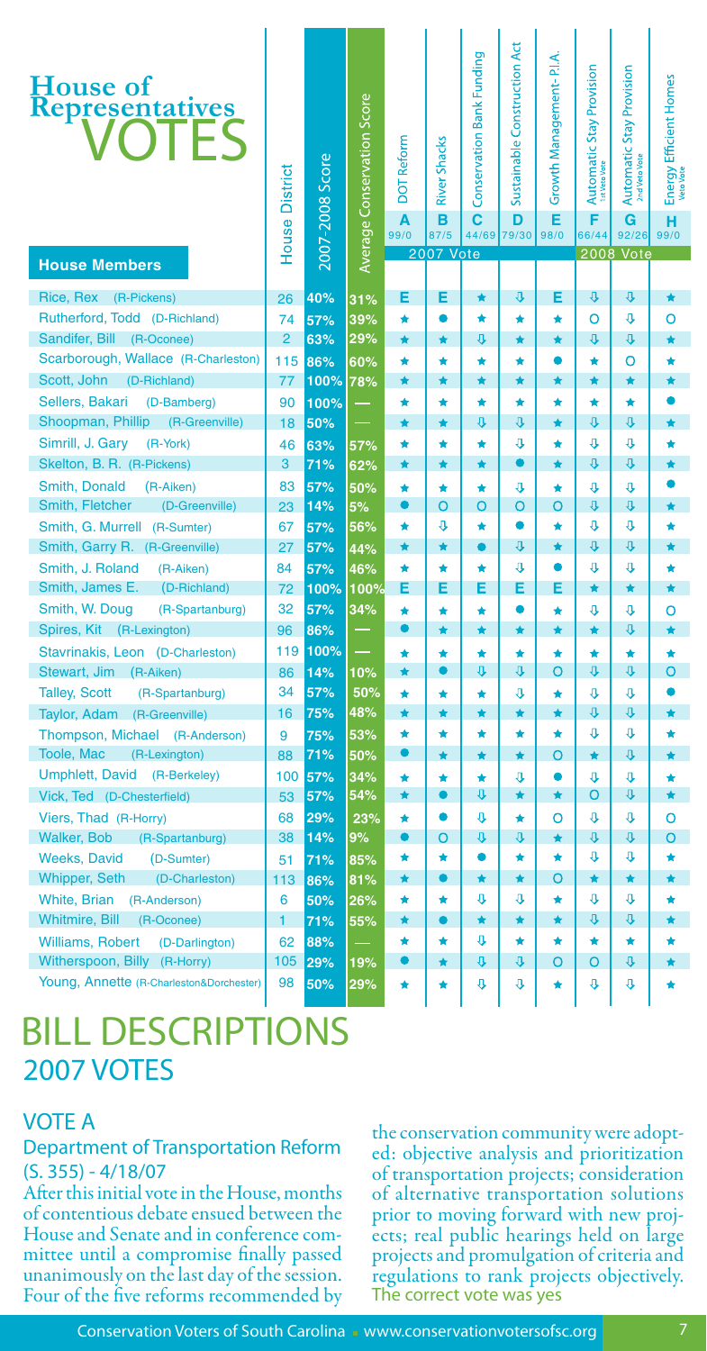# House of Representatives VOTES

| House Members | House District | 2007-2008 Score | Average Conservation Score | DOT Reform | River Shacks | Conservation Bank Funding | Sustainable Construction Act | Growth Management- P.I.A. | Automatic Stay Provision (1st Veto Vote) | Automatic Stay Provision (2nd Veto Vote) | Energy Efficient Homes (Veto Vote) |
|---|---|---|---|---|---|---|---|---|---|---|---|
| | | | | A 99/0 | B 87/5 | C 44/69 | D 79/30 | E 98/0 | F 66/44 | G 92/26 | H 99/0 |
| | | | | 2007 Vote | | | | | 2008 Vote | | |
| Rice, Rex (R-Pickens) | 26 | 40% | 31% | E | E | ★ | ⇩ | E | ⇩ | ⇩ | ★ |
| Rutherford, Todd (D-Richland) | 74 | 57% | 39% | ★ | ● | ★ | ★ | ★ | O | ⇩ | O |
| Sandifer, Bill (R-Oconee) | 2 | 63% | 29% | ★ | ★ | ⇩ | ★ | ★ | ⇩ | ⇩ | ★ |
| Scarborough, Wallace (R-Charleston) | 115 | 86% | 60% | ★ | ★ | ★ | ★ | ● | ★ | O | ★ |
| Scott, John (D-Richland) | 77 | 100% | 78% | ★ | ★ | ★ | ★ | ★ | ★ | ★ | ★ |
| Sellers, Bakari (D-Bamberg) | 90 | 100% | — | ★ | ★ | ★ | ★ | ★ | ★ | ★ | ● |
| Shoopman, Phillip (R-Greenville) | 18 | 50% | — | ★ | ★ | ⇩ | ⇩ | ★ | ⇩ | ⇩ | ★ |
| Simrill, J. Gary (R-York) | 46 | 63% | 57% | ★ | ★ | ★ | ⇩ | ★ | ⇩ | ⇩ | ★ |
| Skelton, B. R. (R-Pickens) | 3 | 71% | 62% | ★ | ★ | ★ | ● | ★ | ⇩ | ⇩ | ★ |
| Smith, Donald (R-Aiken) | 83 | 57% | 50% | ★ | ★ | ★ | ⇩ | ★ | ⇩ | ⇩ | ● |
| Smith, Fletcher (D-Greenville) | 23 | 14% | 5% | ● | O | O | O | O | ⇩ | ⇩ | ★ |
| Smith, G. Murrell (R-Sumter) | 67 | 57% | 56% | ★ | ⇩ | ★ | ● | ★ | ⇩ | ⇩ | ★ |
| Smith, Garry R. (R-Greenville) | 27 | 57% | 44% | ★ | ★ | ● | ⇩ | ★ | ⇩ | ⇩ | ★ |
| Smith, J. Roland (R-Aiken) | 84 | 57% | 46% | ★ | ★ | ★ | ⇩ | ● | ⇩ | ⇩ | ★ |
| Smith, James E. (D-Richland) | 72 | 100% | 100% | E | E | E | E | E | ★ | ★ | ★ |
| Smith, W. Doug (R-Spartanburg) | 32 | 57% | 34% | ★ | ★ | ★ | ● | ★ | ⇩ | ⇩ | O |
| Spires, Kit (R-Lexington) | 96 | 86% | — | ● | ★ | ★ | ★ | ★ | ★ | ⇩ | ★ |
| Stavrinakis, Leon (D-Charleston) | 119 | 100% | — | ★ | ★ | ★ | ★ | ★ | ★ | ★ | ★ |
| Stewart, Jim (R-Aiken) | 86 | 14% | 10% | ★ | ● | ⇩ | ⇩ | O | ⇩ | ⇩ | O |
| Talley, Scott (R-Spartanburg) | 34 | 57% | 50% | ★ | ★ | ★ | ⇩ | ★ | ⇩ | ⇩ | ● |
| Taylor, Adam (R-Greenville) | 16 | 75% | 48% | ★ | ★ | ★ | ★ | ★ | ⇩ | ⇩ | ★ |
| Thompson, Michael (R-Anderson) | 9 | 75% | 53% | ★ | ★ | ★ | ★ | ★ | ⇩ | ⇩ | ★ |
| Toole, Mac (R-Lexington) | 88 | 71% | 50% | ● | ★ | ★ | ★ | O | ★ | ⇩ | ★ |
| Umphlett, David (R-Berkeley) | 100 | 57% | 34% | ★ | ★ | ★ | ⇩ | ● | ⇩ | ⇩ | ★ |
| Vick, Ted (D-Chesterfield) | 53 | 57% | 54% | ★ | ● | ⇩ | ★ | ★ | O | ⇩ | ★ |
| Viers, Thad (R-Horry) | 68 | 29% | 23% | ★ | ● | ⇩ | ★ | O | ⇩ | ⇩ | O |
| Walker, Bob (R-Spartanburg) | 38 | 14% | 9% | ● | O | ⇩ | ⇩ | ★ | ⇩ | ⇩ | O |
| Weeks, David (D-Sumter) | 51 | 71% | 85% | ★ | ★ | ● | ★ | ★ | ⇩ | ⇩ | ★ |
| Whipper, Seth (D-Charleston) | 113 | 86% | 81% | ★ | ● | ★ | ★ | O | ★ | ★ | ★ |
| White, Brian (R-Anderson) | 6 | 50% | 26% | ★ | ★ | ⇩ | ⇩ | ★ | ⇩ | ⇩ | ★ |
| Whitmire, Bill (R-Oconee) | 1 | 71% | 55% | ★ | ● | ★ | ★ | ★ | ⇩ | ⇩ | ★ |
| Williams, Robert (D-Darlington) | 62 | 88% | — | ★ | ★ | ⇩ | ★ | ★ | ★ | ★ | ★ |
| Witherspoon, Billy (R-Horry) | 105 | 29% | 19% | ● | ★ | ⇩ | ⇩ | O | O | ⇩ | ★ |
| Young, Annette (R-Charleston&Dorchester) | 98 | 50% | 29% | ★ | ★ | ⇩ | ⇩ | ★ | ⇩ | ⇩ | ★ |

# BILL DESCRIPTIONS
## 2007 VOTES

### VOTE A
#### Department of Transportation Reform (S. 355) - 4/18/07

After this initial vote in the House, months of contentious debate ensued between the House and Senate and in conference committee until a compromise finally passed unanimously on the last day of the session. Four of the five reforms recommended by the conservation community were adopted: objective analysis and prioritization of transportation projects; consideration of alternative transportation solutions prior to moving forward with new projects; real public hearings held on large projects and promulgation of criteria and regulations to rank projects objectively.

The correct vote was yes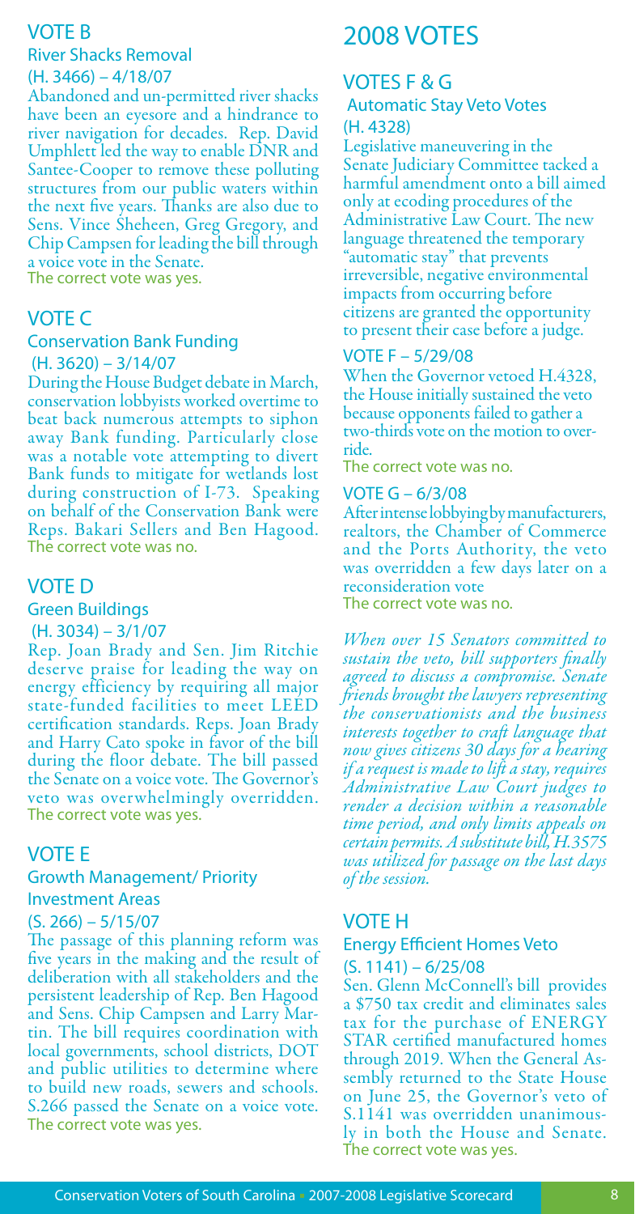## VOTE B

### River Shacks Removal

### (H. 3466) – 4/18/07

Abandoned and un-permitted river shacks have been an eyesore and a hindrance to river navigation for decades. Rep. David Umphlett led the way to enable DNR and Santee-Cooper to remove these polluting structures from our public waters within the next five years. Thanks are also due to Sens. Vince Sheheen, Greg Gregory, and Chip Campsen for leading the bill through a voice vote in the Senate.

The correct vote was yes.

## VOTE C

### Conservation Bank Funding

### (H. 3620) – 3/14/07

During the House Budget debate in March, conservation lobbyists worked overtime to beat back numerous attempts to siphon away Bank funding. Particularly close was a notable vote attempting to divert Bank funds to mitigate for wetlands lost during construction of I-73. Speaking on behalf of the Conservation Bank were Reps. Bakari Sellers and Ben Hagood.

The correct vote was no.

## VOTE D

### Green Buildings

### (H. 3034) – 3/1/07

Rep. Joan Brady and Sen. Jim Ritchie deserve praise for leading the way on energy efficiency by requiring all major state-funded facilities to meet LEED certification standards. Reps. Joan Brady and Harry Cato spoke in favor of the bill during the floor debate. The bill passed the Senate on a voice vote. The Governor's veto was overwhelmingly overridden.

The correct vote was yes.

## VOTE E

### Growth Management/ Priority Investment Areas

### (S. 266) – 5/15/07

The passage of this planning reform was five years in the making and the result of deliberation with all stakeholders and the persistent leadership of Rep. Ben Hagood and Sens. Chip Campsen and Larry Martin. The bill requires coordination with local governments, school districts, DOT and public utilities to determine where to build new roads, sewers and schools. S.266 passed the Senate on a voice vote.

The correct vote was yes.

# 2008 VOTES

## VOTES F & G

### Automatic Stay Veto Votes (H. 4328)

Legislative maneuvering in the Senate Judiciary Committee tacked a harmful amendment onto a bill aimed only at ecoding procedures of the Administrative Law Court. The new language threatened the temporary "automatic stay" that prevents irreversible, negative environmental impacts from occurring before citizens are granted the opportunity to present their case before a judge.

### VOTE F – 5/29/08

When the Governor vetoed H.4328, the House initially sustained the veto because opponents failed to gather a two-thirds vote on the motion to override.

The correct vote was no.

### VOTE G – 6/3/08

After intense lobbying by manufacturers, realtors, the Chamber of Commerce and the Ports Authority, the veto was overridden a few days later on a reconsideration vote

The correct vote was no.

*When over 15 Senators committed to sustain the veto, bill supporters finally agreed to discuss a compromise. Senate friends brought the lawyers representing the conservationists and the business interests together to craft language that now gives citizens 30 days for a hearing if a request is made to lift a stay, requires Administrative Law Court judges to render a decision within a reasonable time period, and only limits appeals on certain permits. A substitute bill, H.3575 was utilized for passage on the last days of the session.*

## VOTE H

### Energy Efficient Homes Veto

### (S. 1141) – 6/25/08

Sen. Glenn McConnell's bill provides a $750 tax credit and eliminates sales tax for the purchase of ENERGY STAR certified manufactured homes through 2019. When the General Assembly returned to the State House on June 25, the Governor's veto of S.1141 was overridden unanimously in both the House and Senate.

The correct vote was yes.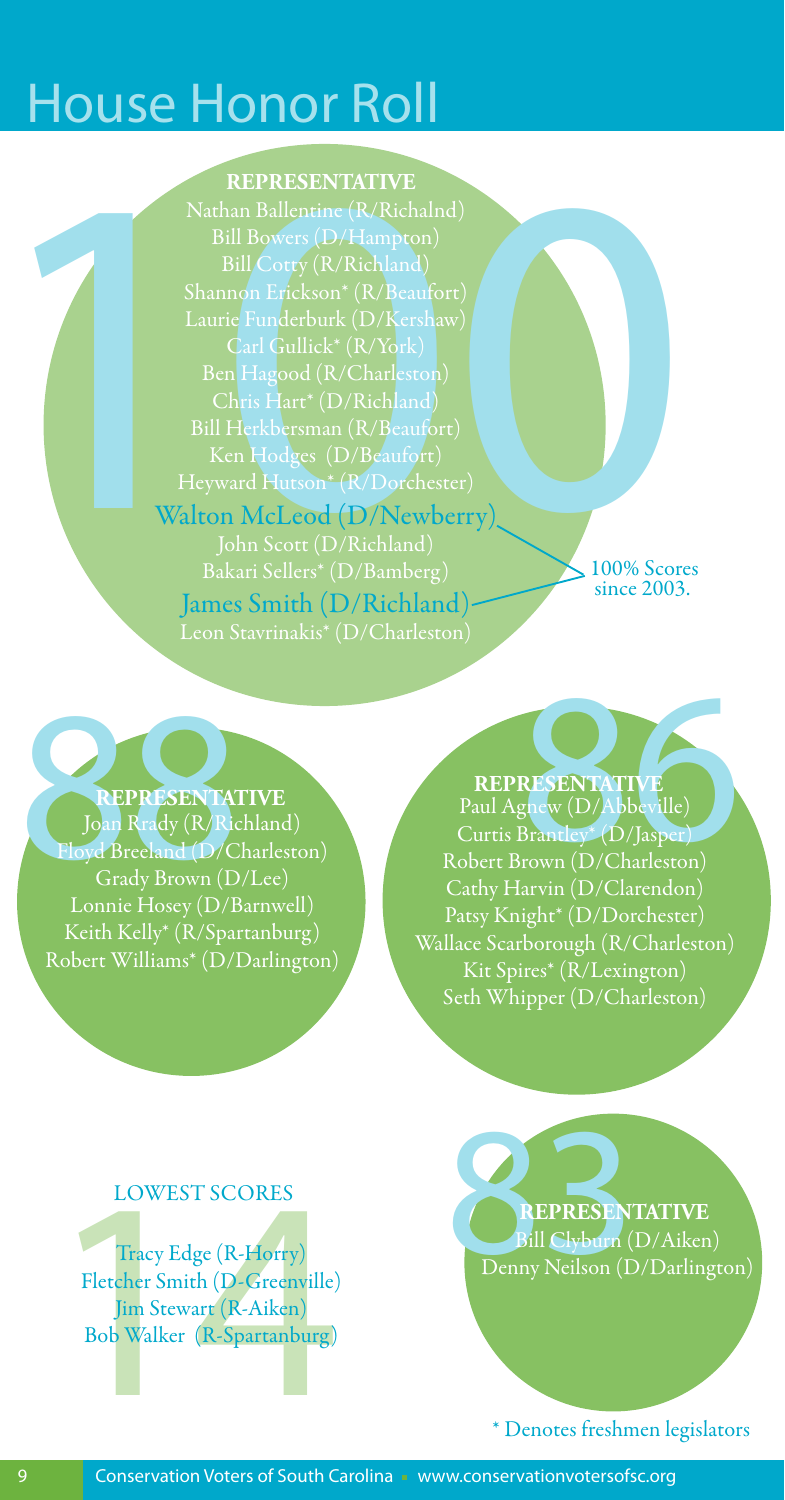# House Honor Roll

## 100

**REPRESENTATIVE**

Nathan Ballentine (R/Richalnd)
Bill Bowers (D/Hampton)
Bill Cotty (R/Richland)
Shannon Erickson* (R/Beaufort)
Laurie Funderburk (D/Kershaw)
Carl Gullick* (R/York)
Ben Hagood (R/Charleston)
Chris Hart* (D/Richland)
Bill Herkbersman (R/Beaufort)
Ken Hodges (D/Beaufort)
Heyward Hutson* (R/Dorchester)
Walton McLeod (D/Newberry)
John Scott (D/Richland)
Bakari Sellers* (D/Bamberg)
James Smith (D/Richland)
Leon Stavrinakis* (D/Charleston)

100% Scores since 2003.

## 88

**REPRESENTATIVE**

Joan Brady (R/Richland)
Floyd Breeland (D/Charleston)
Grady Brown (D/Lee)
Lonnie Hosey (D/Barnwell)
Keith Kelly* (R/Spartanburg)
Robert Williams* (D/Darlington)

## 86

**REPRESENTATIVE**

Paul Agnew (D/Abbeville)
Curtis Brantley* (D/Jasper)
Robert Brown (D/Charleston)
Cathy Harvin (D/Clarendon)
Patsy Knight* (D/Dorchester)
Wallace Scarborough (R/Charleston)
Kit Spires* (R/Lexington)
Seth Whipper (D/Charleston)

## 14

LOWEST SCORES

Tracy Edge (R-Horry)
Fletcher Smith (D-Greenville)
Jim Stewart (R-Aiken)
Bob Walker (R-Spartanburg)

## 83

**REPRESENTATIVE**

Bill Clyburn (D/Aiken)
Denny Neilson (D/Darlington)

\* Denotes freshmen legislators

Conservation Voters of South Carolina • www.conservationvotersofsc.org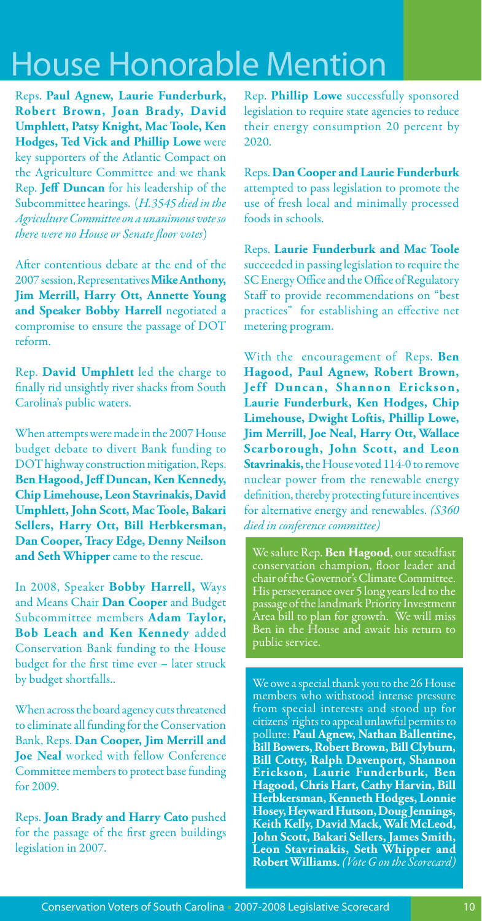# House Honorable Mention

Reps. **Paul Agnew, Laurie Funderburk, Robert Brown, Joan Brady, David Umphlett, Patsy Knight, Mac Toole, Ken Hodges, Ted Vick and Phillip Lowe** were key supporters of the Atlantic Compact on the Agriculture Committee and we thank Rep. **Jeff Duncan** for his leadership of the Subcommittee hearings. (*H.3545 died in the Agriculture Committee on a unanimous vote so there were no House or Senate floor votes*)

After contentious debate at the end of the 2007 session, Representatives **Mike Anthony, Jim Merrill, Harry Ott, Annette Young and Speaker Bobby Harrell** negotiated a compromise to ensure the passage of DOT reform.

Rep. **David Umphlett** led the charge to finally rid unsightly river shacks from South Carolina's public waters.

When attempts were made in the 2007 House budget debate to divert Bank funding to DOT highway construction mitigation, Reps. **Ben Hagood, Jeff Duncan, Ken Kennedy, Chip Limehouse, Leon Stavrinakis, David Umphlett, John Scott, Mac Toole, Bakari Sellers, Harry Ott, Bill Herbkersman, Dan Cooper, Tracy Edge, Denny Neilson and Seth Whipper** came to the rescue.

In 2008, Speaker **Bobby Harrell,** Ways and Means Chair **Dan Cooper** and Budget Subcommittee members **Adam Taylor, Bob Leach and Ken Kennedy** added Conservation Bank funding to the House budget for the first time ever – later struck by budget shortfalls..

When across the board agency cuts threatened to eliminate all funding for the Conservation Bank, Reps. **Dan Cooper, Jim Merrill and Joe Neal** worked with fellow Conference Committee members to protect base funding for 2009.

Reps. **Joan Brady and Harry Cato** pushed for the passage of the first green buildings legislation in 2007.

Rep. **Phillip Lowe** successfully sponsored legislation to require state agencies to reduce their energy consumption 20 percent by 2020.

Reps. **Dan Cooper and Laurie Funderburk** attempted to pass legislation to promote the use of fresh local and minimally processed foods in schools.

Reps. **Laurie Funderburk and Mac Toole** succeeded in passing legislation to require the SC Energy Office and the Office of Regulatory Staff to provide recommendations on "best practices" for establishing an effective net metering program.

With the encouragement of Reps. **Ben Hagood, Paul Agnew, Robert Brown, Jeff Duncan, Shannon Erickson, Laurie Funderburk, Ken Hodges, Chip Limehouse, Dwight Loftis, Phillip Lowe, Jim Merrill, Joe Neal, Harry Ott, Wallace Scarborough, John Scott, and Leon Stavrinakis,** the House voted 114-0 to remove nuclear power from the renewable energy definition, thereby protecting future incentives for alternative energy and renewables. *(S360 died in conference committee)*

We salute Rep. **Ben Hagood**, our steadfast conservation champion, floor leader and chair of the Governor's Climate Committee. His perseverance over 5 long years led to the passage of the landmark Priority Investment Area bill to plan for growth. We will miss Ben in the House and await his return to public service.

We owe a special thank you to the 26 House members who withstood intense pressure from special interests and stood up for citizens' rights to appeal unlawful permits to pollute: **Paul Agnew, Nathan Ballentine, Bill Bowers, Robert Brown, Bill Clyburn, Bill Cotty, Ralph Davenport, Shannon Erickson, Laurie Funderburk, Ben Hagood, Chris Hart, Cathy Harvin, Bill Herbkersman, Kenneth Hodges, Lonnie Hosey, Heyward Hutson, Doug Jennings, Keith Kelly, David Mack, Walt McLeod, John Scott, Bakari Sellers, James Smith, Leon Stavrinakis, Seth Whipper and Robert Williams.** *(Vote G on the Scorecard)*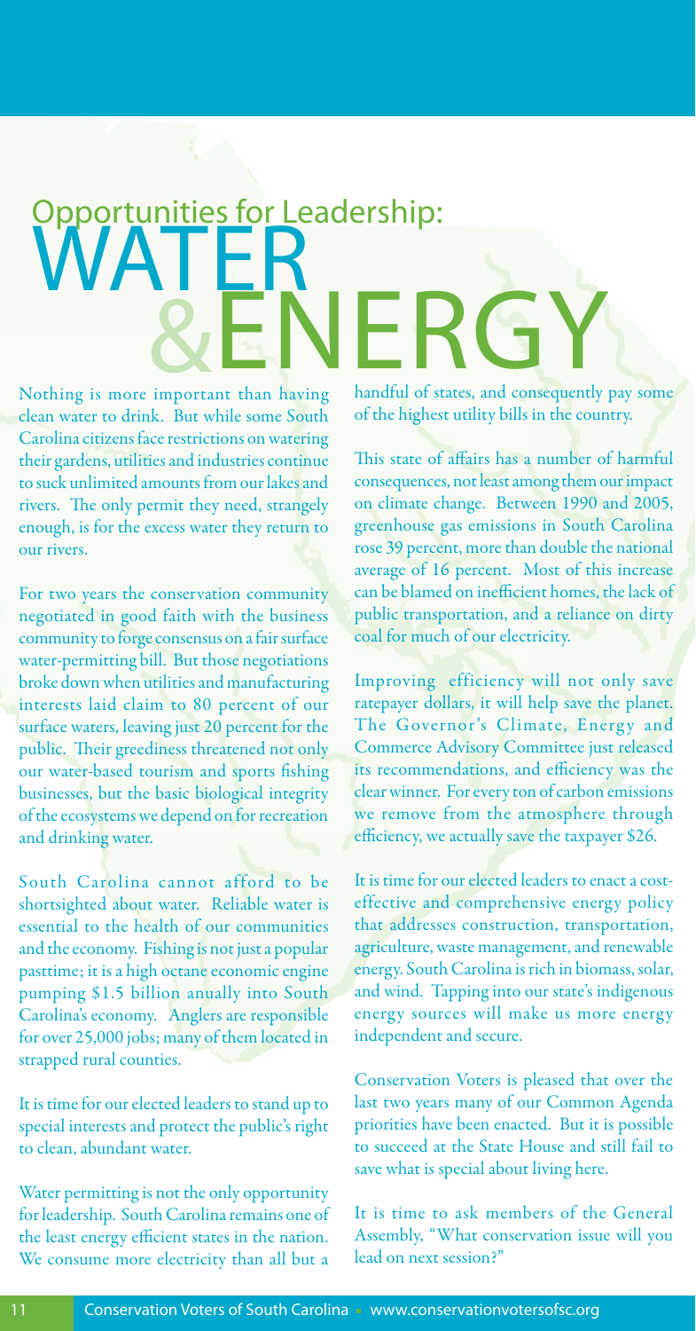# Opportunities for Leadership: WATER & ENERGY

Nothing is more important than having clean water to drink. But while some South Carolina citizens face restrictions on watering their gardens, utilities and industries continue to suck unlimited amounts from our lakes and rivers. The only permit they need, strangely enough, is for the excess water they return to our rivers.

For two years the conservation community negotiated in good faith with the business community to forge consensus on a fair surface water-permitting bill. But those negotiations broke down when utilities and manufacturing interests laid claim to 80 percent of our surface waters, leaving just 20 percent for the public. Their greediness threatened not only our water-based tourism and sports fishing businesses, but the basic biological integrity of the ecosystems we depend on for recreation and drinking water.

South Carolina cannot afford to be shortsighted about water. Reliable water is essential to the health of our communities and the economy. Fishing is not just a popular pasttime; it is a high octane economic engine pumping $1.5 billion anually into South Carolina's economy. Anglers are responsible for over 25,000 jobs; many of them located in strapped rural counties.

It is time for our elected leaders to stand up to special interests and protect the public's right to clean, abundant water.

Water permitting is not the only opportunity for leadership. South Carolina remains one of the least energy efficient states in the nation. We consume more electricity than all but a handful of states, and consequently pay some of the highest utility bills in the country.

This state of affairs has a number of harmful consequences, not least among them our impact on climate change. Between 1990 and 2005, greenhouse gas emissions in South Carolina rose 39 percent, more than double the national average of 16 percent. Most of this increase can be blamed on inefficient homes, the lack of public transportation, and a reliance on dirty coal for much of our electricity.

Improving efficiency will not only save ratepayer dollars, it will help save the planet. The Governor's Climate, Energy and Commerce Advisory Committee just released its recommendations, and efficiency was the clear winner. For every ton of carbon emissions we remove from the atmosphere through efficiency, we actually save the taxpayer $26.

It is time for our elected leaders to enact a cost-effective and comprehensive energy policy that addresses construction, transportation, agriculture, waste management, and renewable energy. South Carolina is rich in biomass, solar, and wind. Tapping into our state's indigenous energy sources will make us more energy independent and secure.

Conservation Voters is pleased that over the last two years many of our Common Agenda priorities have been enacted. But it is possible to succeed at the State House and still fail to save what is special about living here.

It is time to ask members of the General Assembly, "What conservation issue will you lead on next session?"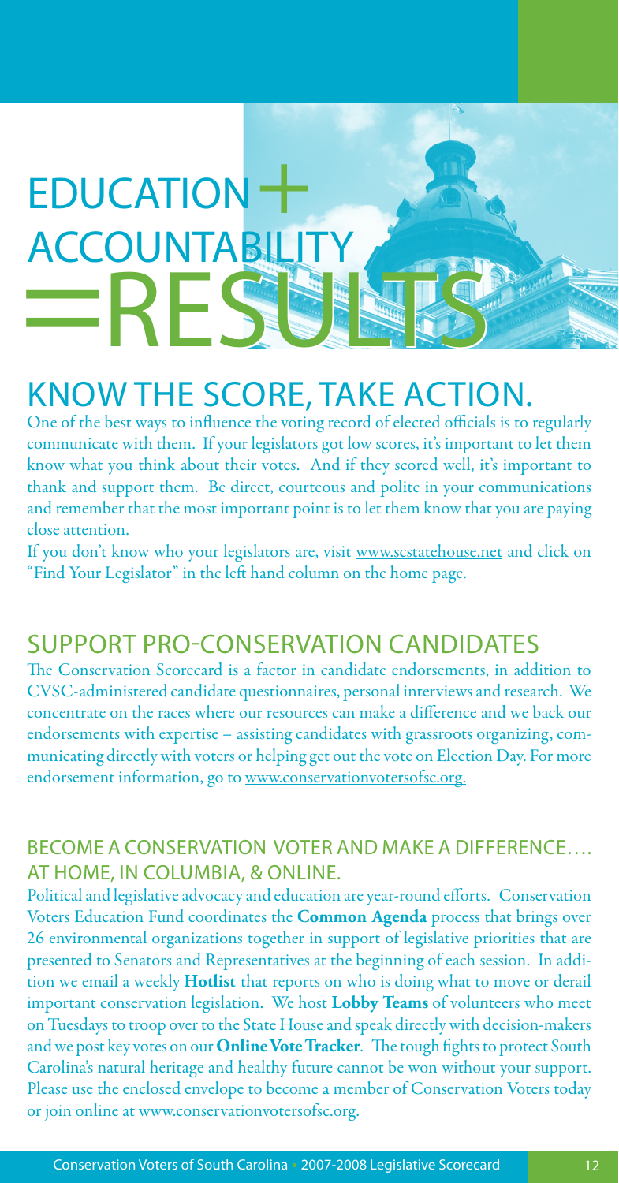# EDUCATION + ACCOUNTABILITY = RESULTS

## KNOW THE SCORE, TAKE ACTION.

One of the best ways to influence the voting record of elected officials is to regularly communicate with them. If your legislators got low scores, it's important to let them know what you think about their votes. And if they scored well, it's important to thank and support them. Be direct, courteous and polite in your communications and remember that the most important point is to let them know that you are paying close attention.

If you don't know who your legislators are, visit www.scstatehouse.net and click on "Find Your Legislator" in the left hand column on the home page.

## SUPPORT PRO-CONSERVATION CANDIDATES

The Conservation Scorecard is a factor in candidate endorsements, in addition to CVSC-administered candidate questionnaires, personal interviews and research. We concentrate on the races where our resources can make a difference and we back our endorsements with expertise – assisting candidates with grassroots organizing, communicating directly with voters or helping get out the vote on Election Day. For more endorsement information, go to www.conservationvotersofsc.org.

### BECOME A CONSERVATION VOTER AND MAKE A DIFFERENCE…. AT HOME, IN COLUMBIA, & ONLINE.

Political and legislative advocacy and education are year-round efforts. Conservation Voters Education Fund coordinates the **Common Agenda** process that brings over 26 environmental organizations together in support of legislative priorities that are presented to Senators and Representatives at the beginning of each session. In addition we email a weekly **Hotlist** that reports on who is doing what to move or derail important conservation legislation. We host **Lobby Teams** of volunteers who meet on Tuesdays to troop over to the State House and speak directly with decision-makers and we post key votes on our **Online Vote Tracker**. The tough fights to protect South Carolina's natural heritage and healthy future cannot be won without your support. Please use the enclosed envelope to become a member of Conservation Voters today or join online at www.conservationvotersofsc.org.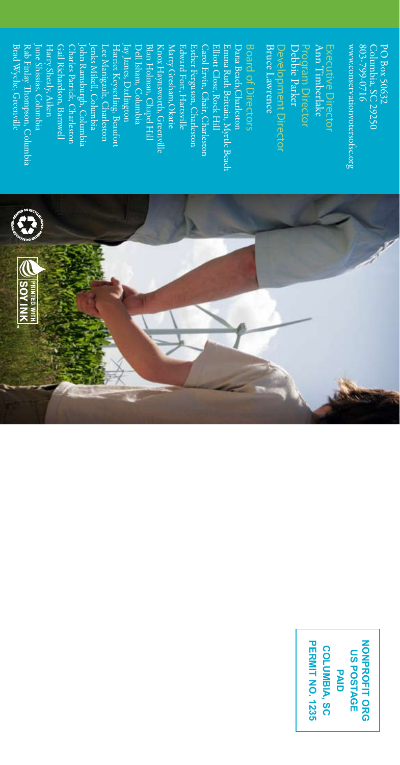PO Box 50632
Columbia, SC 29250
803-799-0716
www.conservationvotersofsc.org

**Executive Director**
Ann Timberlake

**Program Director**
Debbie Parker

**Development Director**
Bruce Lawrence

**Board of Directors**
Dana Beach, Charleston
Emma Ruth Brittain, Myrtle Beach
Elliott Close, Rock Hill
Carol Ervin, Chair, Charleston
Esther Ferguson, Charleston
Edward Fort, Hartsville
Marty Gresham, Okatie
Knox Haynsworth, Greenville
Blan Holman, Chapel Hill
Dell Isham, Columbia
Jay James, Darlington
Harriet Keyserling, Beaufort
Lee Manigault, Charleston
Jenks Mikell, Columbia
John Ramsburgh, Columbia
Charles Patrick, Charleston
Gail Richardson, Barnwell
Harry Shealy, Aiken
June Shissias, Columbia
Rab Finlay Thompson, Columbia
Brad Wyche, Greenville

PRINTED ON RECYCLED PAPER

PRINTED WITH SOY INK

NONPROFIT ORG
US POSTAGE
PAID
COLUMBIA, SC
PERMIT NO. 1235